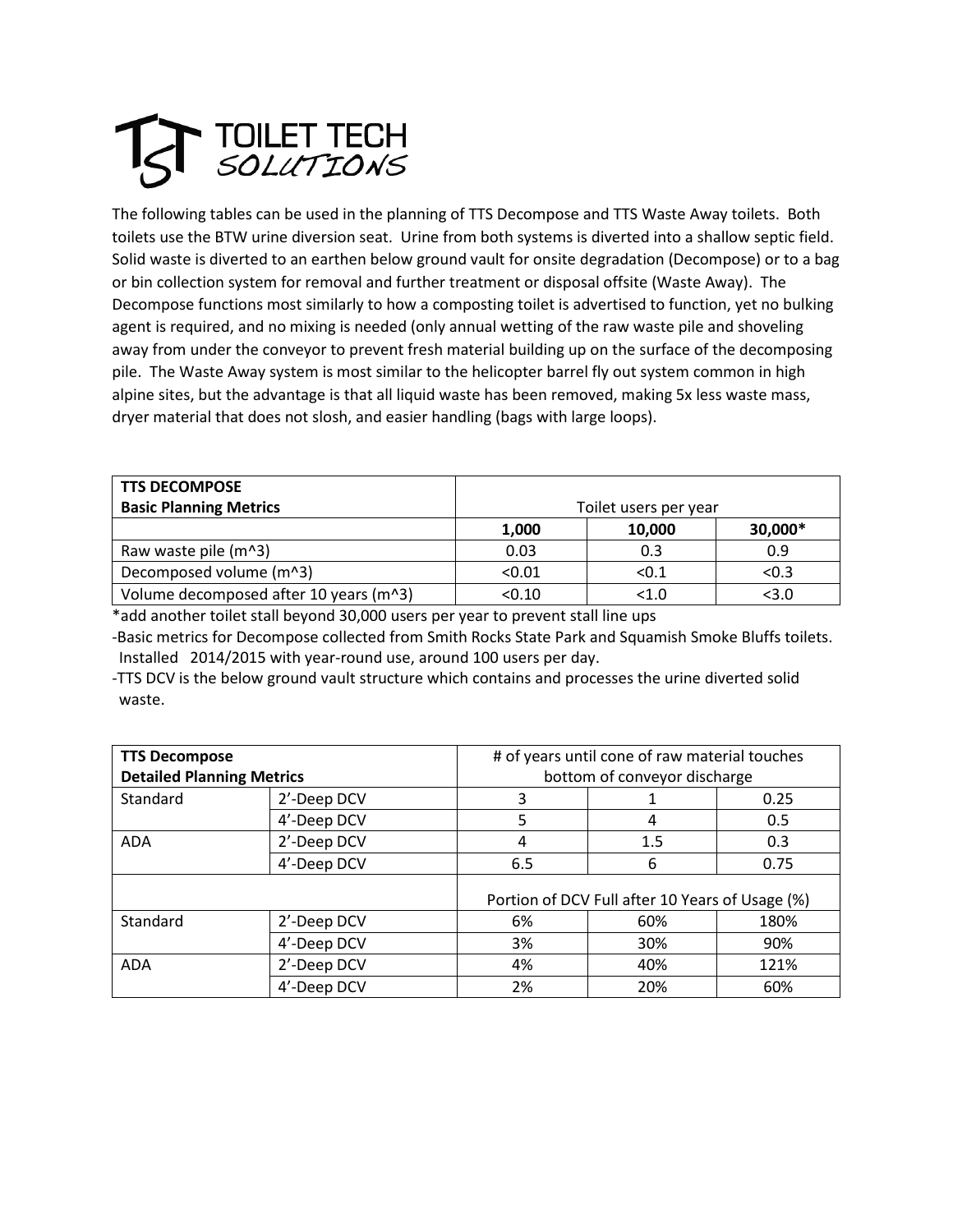# TOILET TECH SOLUTIONS

The following tables can be used in the planning of TTS Decompose and TTS Waste Away toilets. Both toilets use the BTW urine diversion seat. Urine from both systems is diverted into a shallow septic field. Solid waste is diverted to an earthen below ground vault for onsite degradation (Decompose) or to a bag or bin collection system for removal and further treatment or disposal offsite (Waste Away). The Decompose functions most similarly to how a composting toilet is advertised to function, yet no bulking agent is required, and no mixing is needed (only annual wetting of the raw waste pile and shoveling away from under the conveyor to prevent fresh material building up on the surface of the decomposing pile. The Waste Away system is most similar to the helicopter barrel fly out system common in high alpine sites, but the advantage is that all liquid waste has been removed, making 5x less waste mass, dryer material that does not slosh, and easier handling (bags with large loops).

| **TTS DECOMPOSE Basic Planning Metrics** | Toilet users per year | | |
|---|---|---|---|
| | **1,000** | **10,000** | **30,000*** |
| Raw waste pile (m^3) | 0.03 | 0.3 | 0.9 |
| Decomposed volume (m^3) | <0.01 | <0.1 | <0.3 |
| Volume decomposed after 10 years (m^3) | <0.10 | <1.0 | <3.0 |

*add another toilet stall beyond 30,000 users per year to prevent stall line ups

-Basic metrics for Decompose collected from Smith Rocks State Park and Squamish Smoke Bluffs toilets. Installed 2014/2015 with year-round use, around 100 users per day.

-TTS DCV is the below ground vault structure which contains and processes the urine diverted solid waste.

| **TTS Decompose Detailed Planning Metrics** | | # of years until cone of raw material touches bottom of conveyor discharge | | |
|---|---|---|---|---|
| Standard | 2'-Deep DCV | 3 | 1 | 0.25 |
| | 4'-Deep DCV | 5 | 4 | 0.5 |
| ADA | 2'-Deep DCV | 4 | 1.5 | 0.3 |
| | 4'-Deep DCV | 6.5 | 6 | 0.75 |
| | | Portion of DCV Full after 10 Years of Usage (%) | | |
| Standard | 2'-Deep DCV | 6% | 60% | 180% |
| | 4'-Deep DCV | 3% | 30% | 90% |
| ADA | 2'-Deep DCV | 4% | 40% | 121% |
| | 4'-Deep DCV | 2% | 20% | 60% |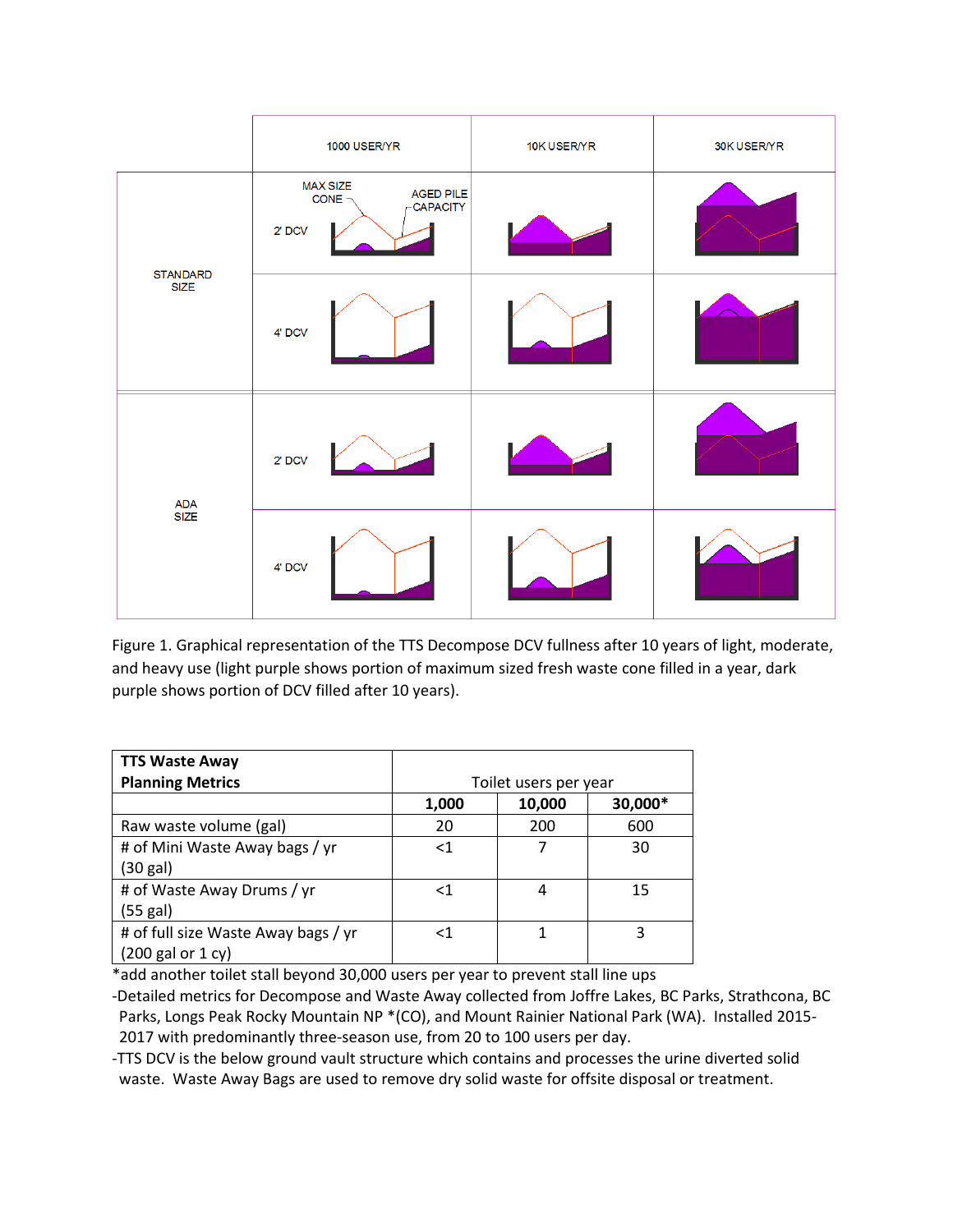1000 USER/YR

10K USER/YR

30K USER/YR

STANDARD SIZE

ADA SIZE

2' DCV

4' DCV

MAX SIZE CONE

AGED PILE CAPACITY

Figure 1. Graphical representation of the TTS Decompose DCV fullness after 10 years of light, moderate, and heavy use (light purple shows portion of maximum sized fresh waste cone filled in a year, dark purple shows portion of DCV filled after 10 years).

| **TTS Waste Away Planning Metrics** | Toilet users per year | | |
|---|---|---|---|
| | **1,000** | **10,000** | **30,000*** |
| Raw waste volume (gal) | 20 | 200 | 600 |
| # of Mini Waste Away bags / yr (30 gal) | <1 | 7 | 30 |
| # of Waste Away Drums / yr (55 gal) | <1 | 4 | 15 |
| # of full size Waste Away bags / yr (200 gal or 1 cy) | <1 | 1 | 3 |

*add another toilet stall beyond 30,000 users per year to prevent stall line ups

- Detailed metrics for Decompose and Waste Away collected from Joffre Lakes, BC Parks, Strathcona, BC Parks, Longs Peak Rocky Mountain NP *(CO), and Mount Rainier National Park (WA). Installed 2015-2017 with predominantly three-season use, from 20 to 100 users per day.
- TTS DCV is the below ground vault structure which contains and processes the urine diverted solid waste. Waste Away Bags are used to remove dry solid waste for offsite disposal or treatment.